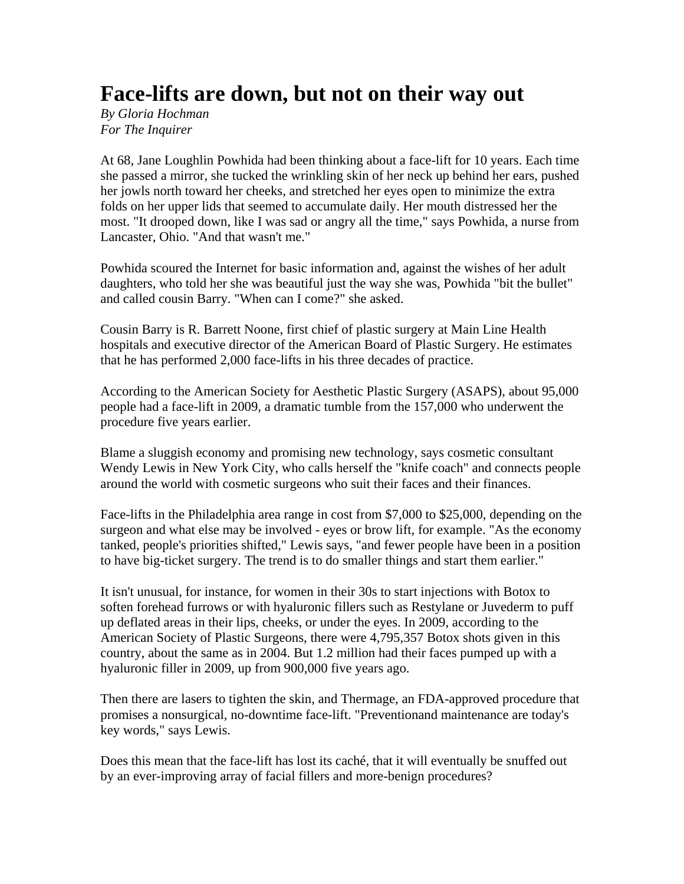# Face-lifts are down, but not on their way out

*By Gloria Hochman*
*For The Inquirer*

At 68, Jane Loughlin Powhida had been thinking about a face-lift for 10 years. Each time she passed a mirror, she tucked the wrinkling skin of her neck up behind her ears, pushed her jowls north toward her cheeks, and stretched her eyes open to minimize the extra folds on her upper lids that seemed to accumulate daily. Her mouth distressed her the most. "It drooped down, like I was sad or angry all the time," says Powhida, a nurse from Lancaster, Ohio. "And that wasn't me."

Powhida scoured the Internet for basic information and, against the wishes of her adult daughters, who told her she was beautiful just the way she was, Powhida "bit the bullet" and called cousin Barry. "When can I come?" she asked.

Cousin Barry is R. Barrett Noone, first chief of plastic surgery at Main Line Health hospitals and executive director of the American Board of Plastic Surgery. He estimates that he has performed 2,000 face-lifts in his three decades of practice.

According to the American Society for Aesthetic Plastic Surgery (ASAPS), about 95,000 people had a face-lift in 2009, a dramatic tumble from the 157,000 who underwent the procedure five years earlier.

Blame a sluggish economy and promising new technology, says cosmetic consultant Wendy Lewis in New York City, who calls herself the "knife coach" and connects people around the world with cosmetic surgeons who suit their faces and their finances.

Face-lifts in the Philadelphia area range in cost from $7,000 to $25,000, depending on the surgeon and what else may be involved - eyes or brow lift, for example. "As the economy tanked, people's priorities shifted," Lewis says, "and fewer people have been in a position to have big-ticket surgery. The trend is to do smaller things and start them earlier."

It isn't unusual, for instance, for women in their 30s to start injections with Botox to soften forehead furrows or with hyaluronic fillers such as Restylane or Juvederm to puff up deflated areas in their lips, cheeks, or under the eyes. In 2009, according to the American Society of Plastic Surgeons, there were 4,795,357 Botox shots given in this country, about the same as in 2004. But 1.2 million had their faces pumped up with a hyaluronic filler in 2009, up from 900,000 five years ago.

Then there are lasers to tighten the skin, and Thermage, an FDA-approved procedure that promises a nonsurgical, no-downtime face-lift. "Preventionand maintenance are today's key words," says Lewis.

Does this mean that the face-lift has lost its caché, that it will eventually be snuffed out by an ever-improving array of facial fillers and more-benign procedures?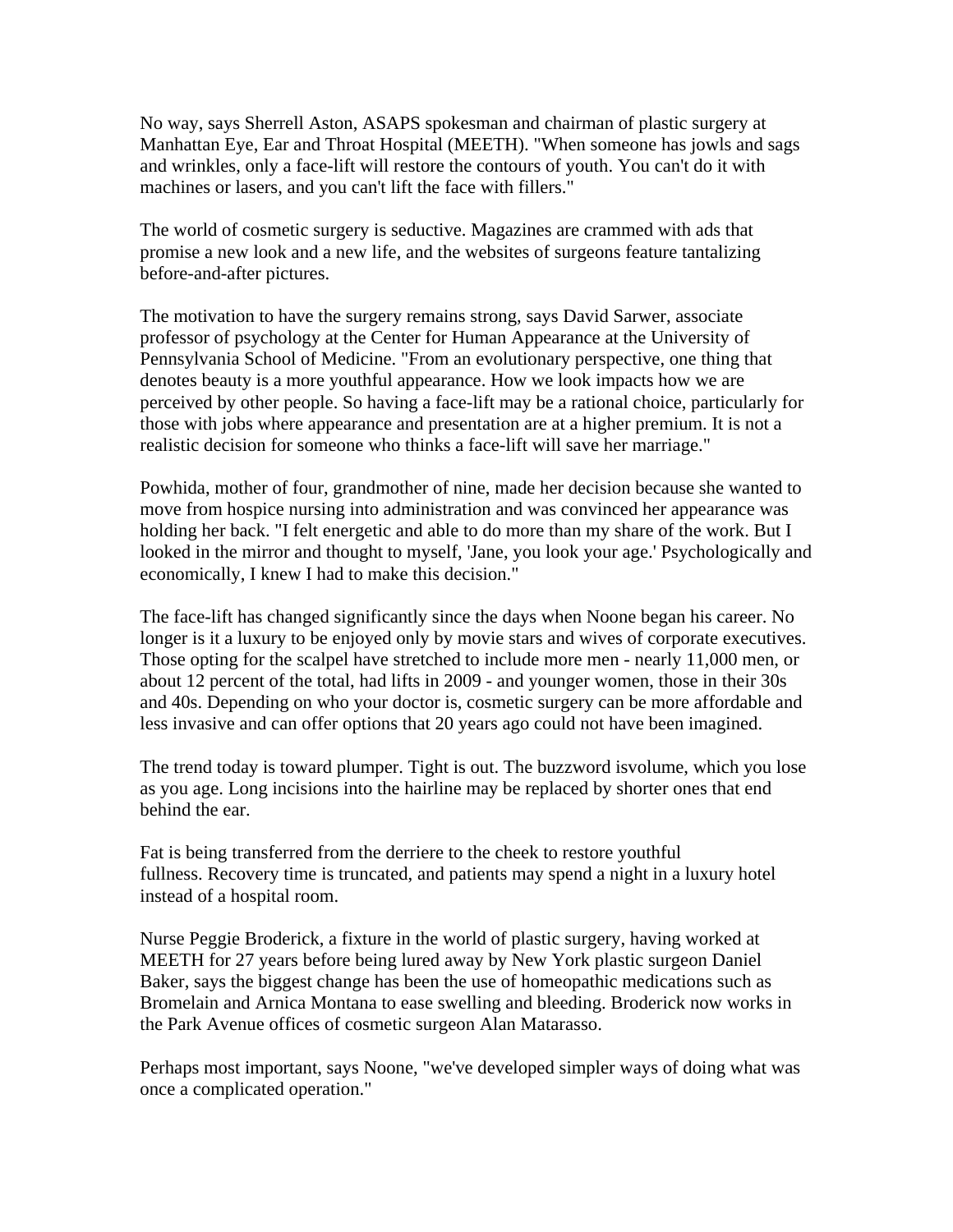No way, says Sherrell Aston, ASAPS spokesman and chairman of plastic surgery at Manhattan Eye, Ear and Throat Hospital (MEETH). "When someone has jowls and sags and wrinkles, only a face-lift will restore the contours of youth. You can't do it with machines or lasers, and you can't lift the face with fillers."

The world of cosmetic surgery is seductive. Magazines are crammed with ads that promise a new look and a new life, and the websites of surgeons feature tantalizing before-and-after pictures.

The motivation to have the surgery remains strong, says David Sarwer, associate professor of psychology at the Center for Human Appearance at the University of Pennsylvania School of Medicine. "From an evolutionary perspective, one thing that denotes beauty is a more youthful appearance. How we look impacts how we are perceived by other people. So having a face-lift may be a rational choice, particularly for those with jobs where appearance and presentation are at a higher premium. It is not a realistic decision for someone who thinks a face-lift will save her marriage."

Powhida, mother of four, grandmother of nine, made her decision because she wanted to move from hospice nursing into administration and was convinced her appearance was holding her back. "I felt energetic and able to do more than my share of the work. But I looked in the mirror and thought to myself, 'Jane, you look your age.' Psychologically and economically, I knew I had to make this decision."

The face-lift has changed significantly since the days when Noone began his career. No longer is it a luxury to be enjoyed only by movie stars and wives of corporate executives. Those opting for the scalpel have stretched to include more men - nearly 11,000 men, or about 12 percent of the total, had lifts in 2009 - and younger women, those in their 30s and 40s. Depending on who your doctor is, cosmetic surgery can be more affordable and less invasive and can offer options that 20 years ago could not have been imagined.

The trend today is toward plumper. Tight is out. The buzzword isvolume, which you lose as you age. Long incisions into the hairline may be replaced by shorter ones that end behind the ear.

Fat is being transferred from the derriere to the cheek to restore youthful fullness. Recovery time is truncated, and patients may spend a night in a luxury hotel instead of a hospital room.

Nurse Peggie Broderick, a fixture in the world of plastic surgery, having worked at MEETH for 27 years before being lured away by New York plastic surgeon Daniel Baker, says the biggest change has been the use of homeopathic medications such as Bromelain and Arnica Montana to ease swelling and bleeding. Broderick now works in the Park Avenue offices of cosmetic surgeon Alan Matarasso.

Perhaps most important, says Noone, "we've developed simpler ways of doing what was once a complicated operation."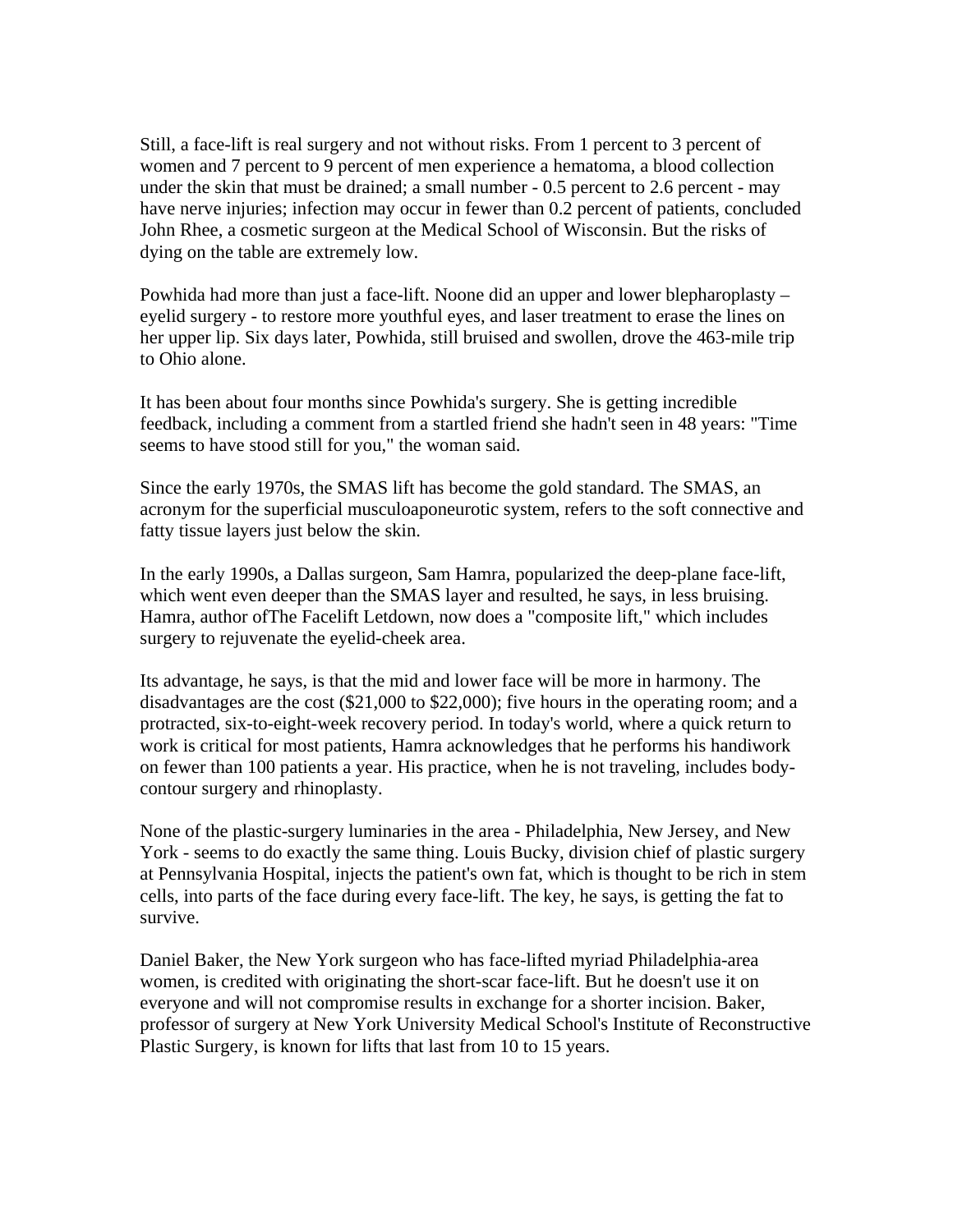Still, a face-lift is real surgery and not without risks. From 1 percent to 3 percent of women and 7 percent to 9 percent of men experience a hematoma, a blood collection under the skin that must be drained; a small number - 0.5 percent to 2.6 percent - may have nerve injuries; infection may occur in fewer than 0.2 percent of patients, concluded John Rhee, a cosmetic surgeon at the Medical School of Wisconsin. But the risks of dying on the table are extremely low.

Powhida had more than just a face-lift. Noone did an upper and lower blepharoplasty – eyelid surgery - to restore more youthful eyes, and laser treatment to erase the lines on her upper lip. Six days later, Powhida, still bruised and swollen, drove the 463-mile trip to Ohio alone.

It has been about four months since Powhida's surgery. She is getting incredible feedback, including a comment from a startled friend she hadn't seen in 48 years: "Time seems to have stood still for you," the woman said.

Since the early 1970s, the SMAS lift has become the gold standard. The SMAS, an acronym for the superficial musculoaponeurotic system, refers to the soft connective and fatty tissue layers just below the skin.

In the early 1990s, a Dallas surgeon, Sam Hamra, popularized the deep-plane face-lift, which went even deeper than the SMAS layer and resulted, he says, in less bruising. Hamra, author of *The Facelift Letdown*, now does a "composite lift," which includes surgery to rejuvenate the eyelid-cheek area.

Its advantage, he says, is that the mid and lower face will be more in harmony. The disadvantages are the cost ($21,000 to $22,000); five hours in the operating room; and a protracted, six-to-eight-week recovery period. In today's world, where a quick return to work is critical for most patients, Hamra acknowledges that he performs his handiwork on fewer than 100 patients a year. His practice, when he is not traveling, includes body-contour surgery and rhinoplasty.

None of the plastic-surgery luminaries in the area - Philadelphia, New Jersey, and New York - seems to do exactly the same thing. Louis Bucky, division chief of plastic surgery at Pennsylvania Hospital, injects the patient's own fat, which is thought to be rich in stem cells, into parts of the face during every face-lift. The key, he says, is getting the fat to survive.

Daniel Baker, the New York surgeon who has face-lifted myriad Philadelphia-area women, is credited with originating the short-scar face-lift. But he doesn't use it on everyone and will not compromise results in exchange for a shorter incision. Baker, professor of surgery at New York University Medical School's Institute of Reconstructive Plastic Surgery, is known for lifts that last from 10 to 15 years.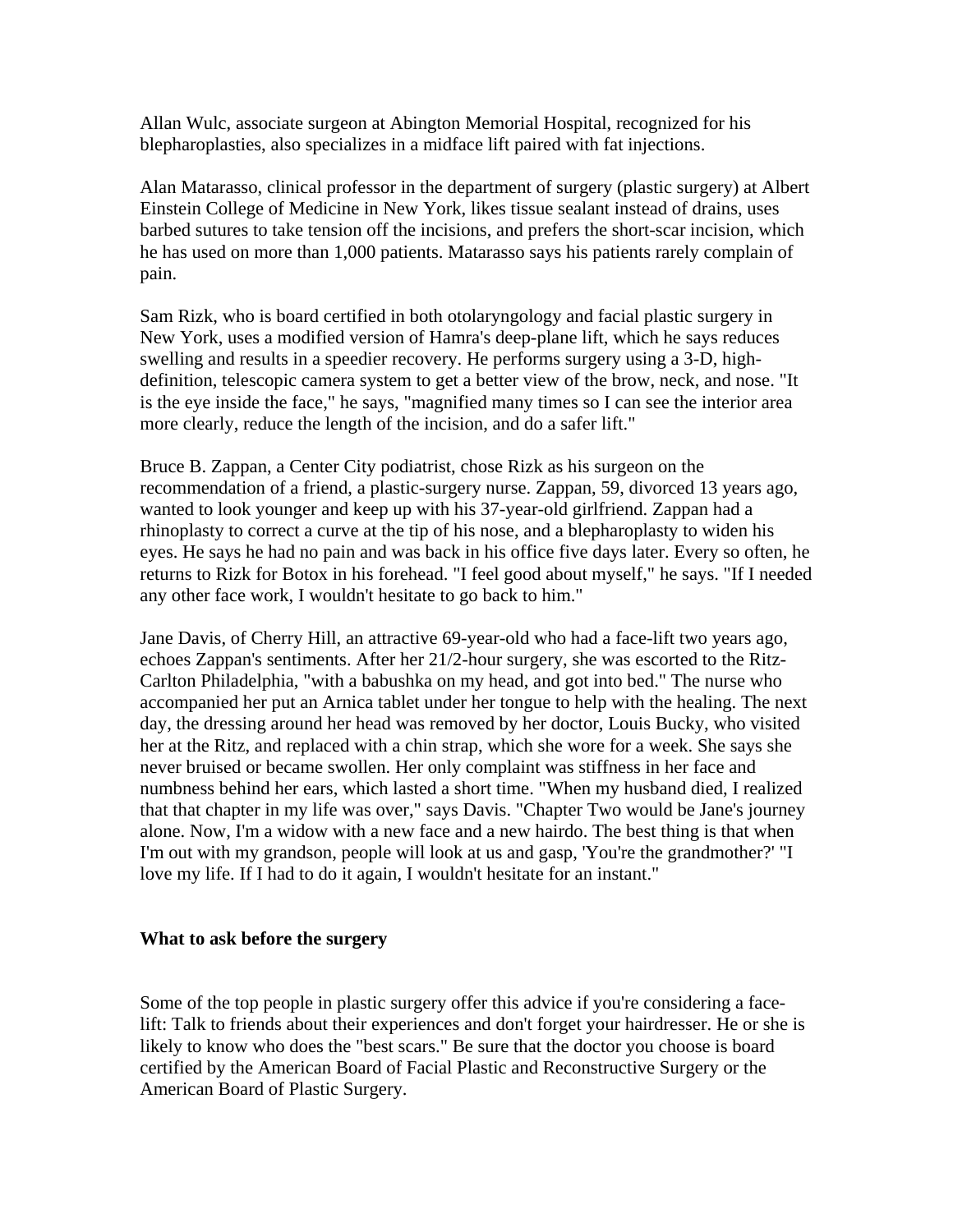Allan Wulc, associate surgeon at Abington Memorial Hospital, recognized for his blepharoplasties, also specializes in a midface lift paired with fat injections.

Alan Matarasso, clinical professor in the department of surgery (plastic surgery) at Albert Einstein College of Medicine in New York, likes tissue sealant instead of drains, uses barbed sutures to take tension off the incisions, and prefers the short-scar incision, which he has used on more than 1,000 patients. Matarasso says his patients rarely complain of pain.

Sam Rizk, who is board certified in both otolaryngology and facial plastic surgery in New York, uses a modified version of Hamra's deep-plane lift, which he says reduces swelling and results in a speedier recovery. He performs surgery using a 3-D, high-definition, telescopic camera system to get a better view of the brow, neck, and nose. "It is the eye inside the face," he says, "magnified many times so I can see the interior area more clearly, reduce the length of the incision, and do a safer lift."

Bruce B. Zappan, a Center City podiatrist, chose Rizk as his surgeon on the recommendation of a friend, a plastic-surgery nurse. Zappan, 59, divorced 13 years ago, wanted to look younger and keep up with his 37-year-old girlfriend. Zappan had a rhinoplasty to correct a curve at the tip of his nose, and a blepharoplasty to widen his eyes. He says he had no pain and was back in his office five days later. Every so often, he returns to Rizk for Botox in his forehead. "I feel good about myself," he says. "If I needed any other face work, I wouldn't hesitate to go back to him."

Jane Davis, of Cherry Hill, an attractive 69-year-old who had a face-lift two years ago, echoes Zappan's sentiments. After her 21/2-hour surgery, she was escorted to the Ritz-Carlton Philadelphia, "with a babushka on my head, and got into bed." The nurse who accompanied her put an Arnica tablet under her tongue to help with the healing. The next day, the dressing around her head was removed by her doctor, Louis Bucky, who visited her at the Ritz, and replaced with a chin strap, which she wore for a week. She says she never bruised or became swollen. Her only complaint was stiffness in her face and numbness behind her ears, which lasted a short time. "When my husband died, I realized that that chapter in my life was over," says Davis. "Chapter Two would be Jane's journey alone. Now, I'm a widow with a new face and a new hairdo. The best thing is that when I'm out with my grandson, people will look at us and gasp, 'You're the grandmother?' "I love my life. If I had to do it again, I wouldn't hesitate for an instant."

**What to ask before the surgery**

Some of the top people in plastic surgery offer this advice if you're considering a face-lift: Talk to friends about their experiences and don't forget your hairdresser. He or she is likely to know who does the "best scars." Be sure that the doctor you choose is board certified by the American Board of Facial Plastic and Reconstructive Surgery or the American Board of Plastic Surgery.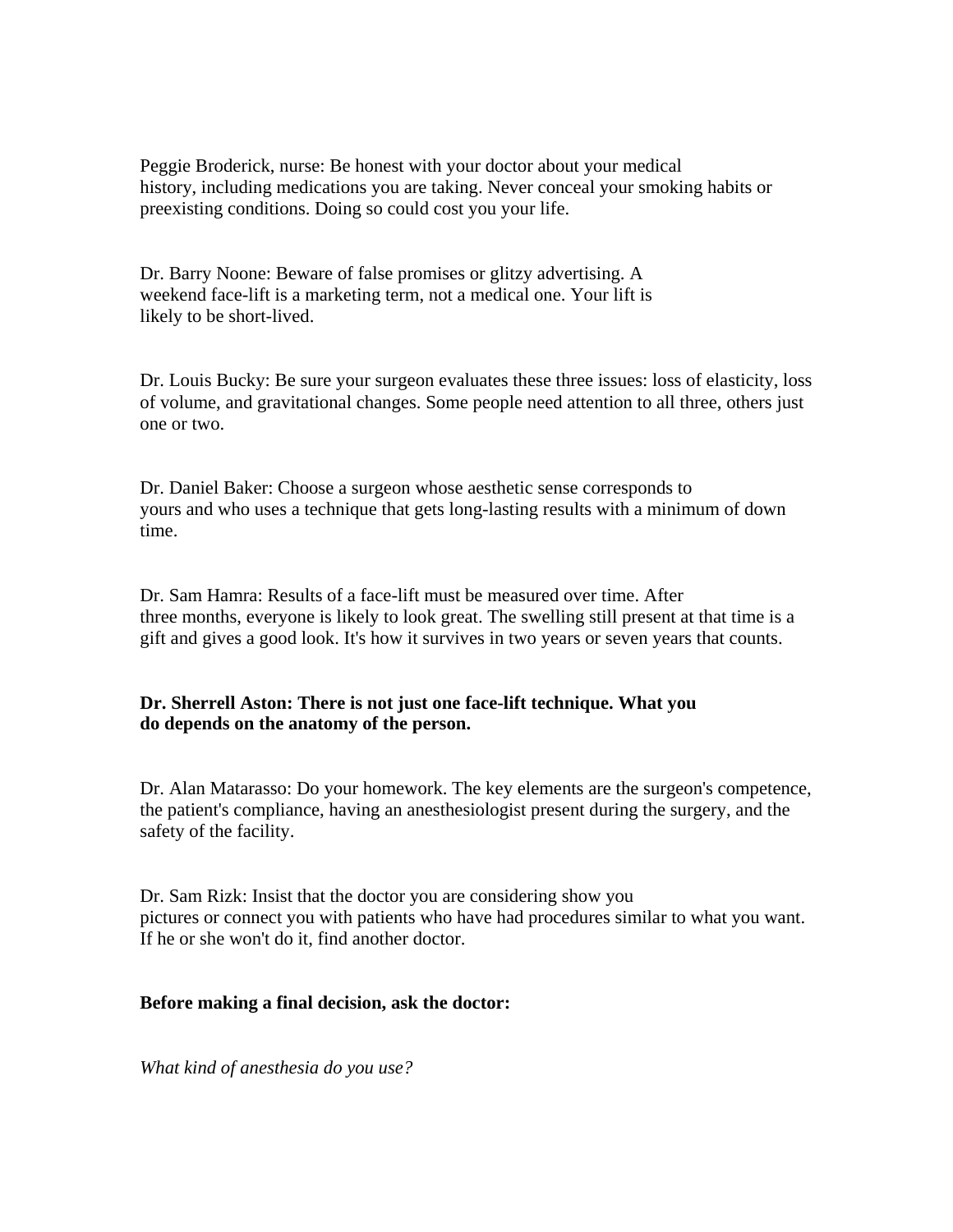Peggie Broderick, nurse: Be honest with your doctor about your medical history, including medications you are taking. Never conceal your smoking habits or preexisting conditions. Doing so could cost you your life.

Dr. Barry Noone: Beware of false promises or glitzy advertising. A weekend face-lift is a marketing term, not a medical one. Your lift is likely to be short-lived.

Dr. Louis Bucky: Be sure your surgeon evaluates these three issues: loss of elasticity, loss of volume, and gravitational changes. Some people need attention to all three, others just one or two.

Dr. Daniel Baker: Choose a surgeon whose aesthetic sense corresponds to yours and who uses a technique that gets long-lasting results with a minimum of down time.

Dr. Sam Hamra: Results of a face-lift must be measured over time. After three months, everyone is likely to look great. The swelling still present at that time is a gift and gives a good look. It's how it survives in two years or seven years that counts.

**Dr. Sherrell Aston: There is not just one face-lift technique. What you do depends on the anatomy of the person.**

Dr. Alan Matarasso: Do your homework. The key elements are the surgeon's competence, the patient's compliance, having an anesthesiologist present during the surgery, and the safety of the facility.

Dr. Sam Rizk: Insist that the doctor you are considering show you pictures or connect you with patients who have had procedures similar to what you want. If he or she won't do it, find another doctor.

**Before making a final decision, ask the doctor:**

*What kind of anesthesia do you use?*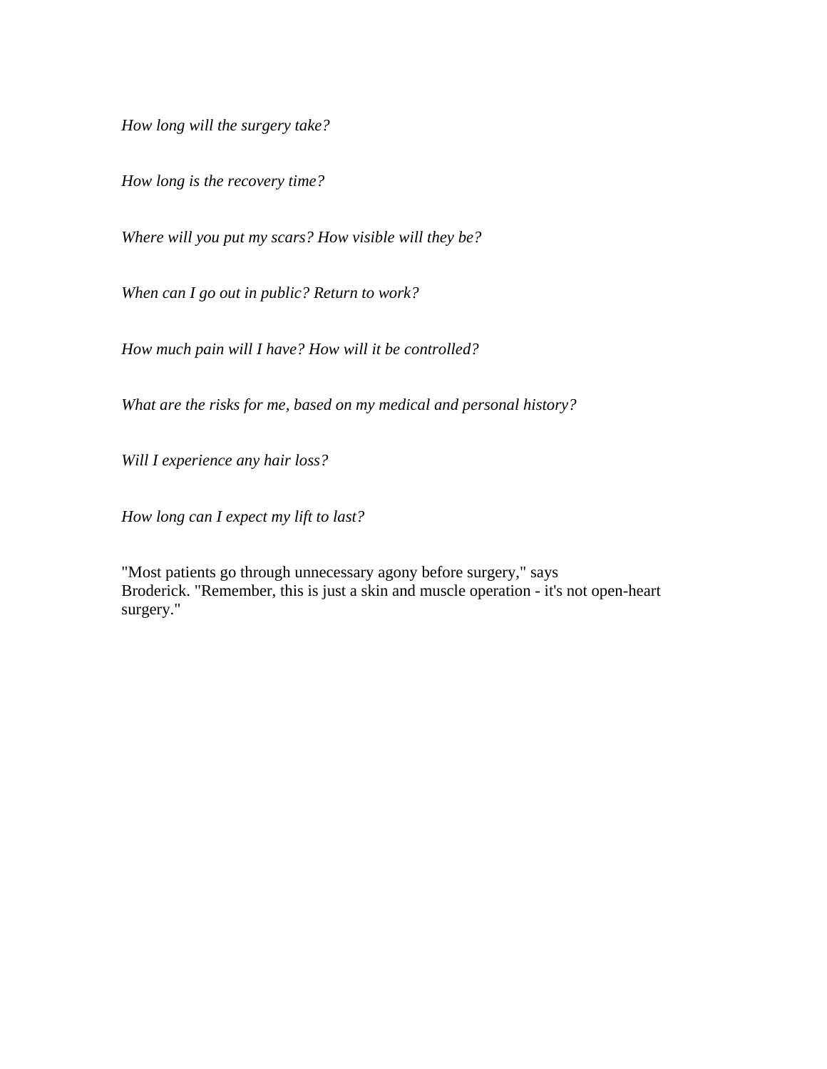*How long will the surgery take?*

*How long is the recovery time?*

*Where will you put my scars? How visible will they be?*

*When can I go out in public? Return to work?*

*How much pain will I have? How will it be controlled?*

*What are the risks for me, based on my medical and personal history?*

*Will I experience any hair loss?*

*How long can I expect my lift to last?*

"Most patients go through unnecessary agony before surgery," says Broderick. "Remember, this is just a skin and muscle operation - it's not open-heart surgery."